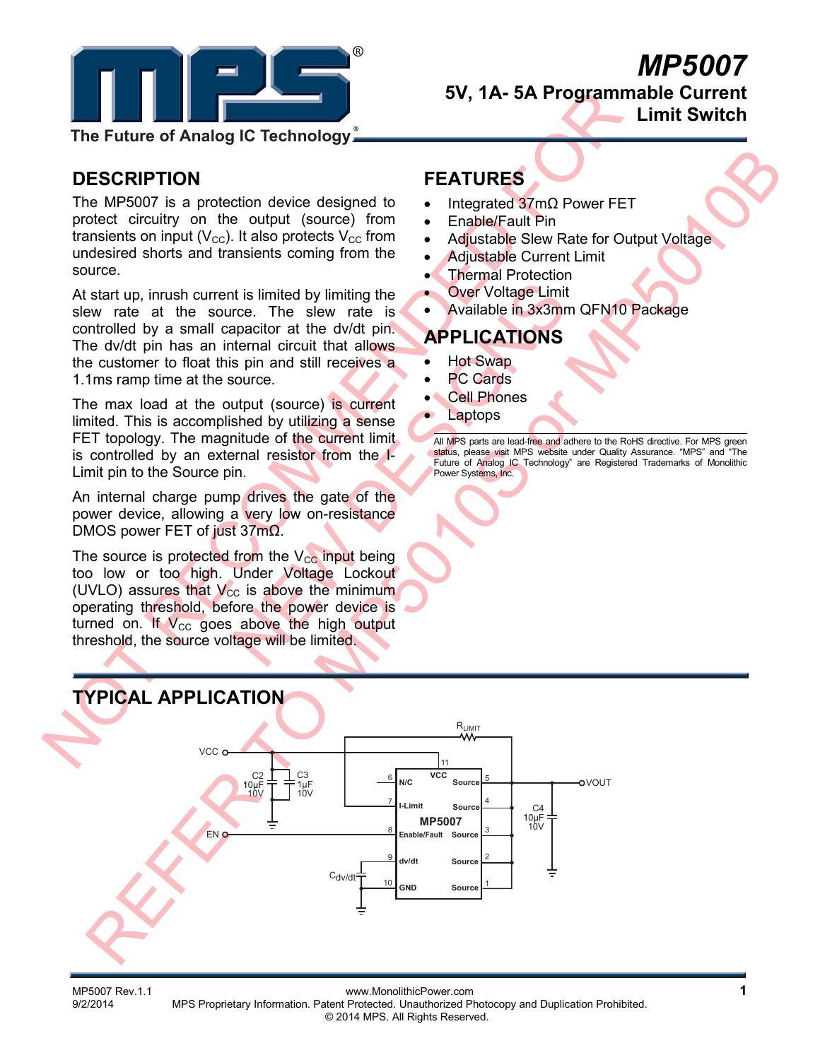# MP5007

## 5V, 1A- 5A Programmable Current Limit Switch

The Future of Analog IC Technology

NOT RECOMMENDED FOR NEW DESIGNS REFER TO MP5010B or MP5010S

## DESCRIPTION

The MP5007 is a protection device designed to protect circuitry on the output (source) from transients on input ($V_{CC}$). It also protects $V_{CC}$ from undesired shorts and transients coming from the source.

At start up, inrush current is limited by limiting the slew rate at the source. The slew rate is controlled by a small capacitor at the dv/dt pin. The dv/dt pin has an internal circuit that allows the customer to float this pin and still receives a 1.1ms ramp time at the source.

The max load at the output (source) is current limited. This is accomplished by utilizing a sense FET topology. The magnitude of the current limit is controlled by an external resistor from the I-Limit pin to the Source pin.

An internal charge pump drives the gate of the power device, allowing a very low on-resistance DMOS power FET of just 37mΩ.

The source is protected from the $V_{CC}$ input being too low or too high. Under Voltage Lockout (UVLO) assures that $V_{CC}$ is above the minimum operating threshold, before the power device is turned on. If $V_{CC}$ goes above the high output threshold, the source voltage will be limited.

## FEATURES

- Integrated 37mΩ Power FET
- Enable/Fault Pin
- Adjustable Slew Rate for Output Voltage
- Adjustable Current Limit
- Thermal Protection
- Over Voltage Limit
- Available in 3x3mm QFN10 Package

## APPLICATIONS

- Hot Swap
- PC Cards
- Cell Phones
- Laptops

All MPS parts are lead-free and adhere to the RoHS directive. For MPS green status, please visit MPS website under Quality Assurance. "MPS" and "The Future of Analog IC Technology" are Registered Trademarks of Monolithic Power Systems, Inc.

## TYPICAL APPLICATION

VCC, C2 10µF 10V, C3 1µF 10V, EN, $C_{dv/dt}$, $R_{LIMIT}$, MP5007 (pins: 6 N/C, 11 VCC, 7 I-Limit, 8 Enable/Fault, 9 dv/dt, 10 GND, 5/4/3/2/1 Source), C4 10µF 10V, VOUT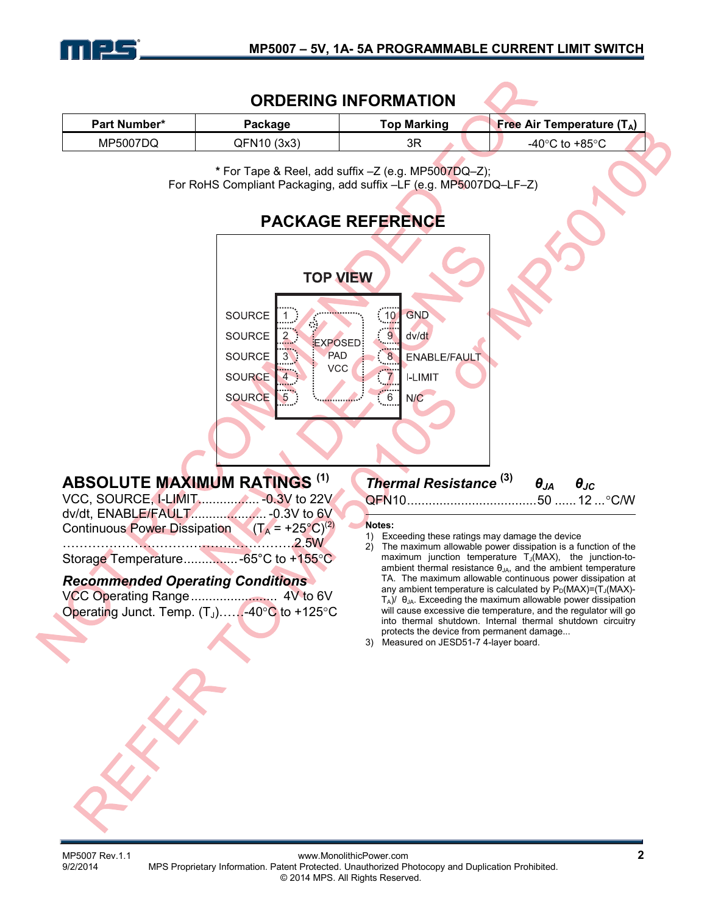## ORDERING INFORMATION

| Part Number* | Package | Top Marking | Free Air Temperature ($T_A$) |
|---|---|---|---|
| MP5007DQ | QFN10 (3x3) | 3R | -40°C to +85°C |

**\*** For Tape & Reel, add suffix –Z (e.g. MP5007DQ–Z);
For RoHS Compliant Packaging, add suffix –LF (e.g. MP5007DQ–LF–Z)

## PACKAGE REFERENCE

TOP VIEW

| Pin | Name | Pin | Name |
|---|---|---|---|
| 1 | SOURCE | 10 | GND |
| 2 | SOURCE | 9 | dv/dt |
| 3 | SOURCE | 8 | ENABLE/FAULT |
| 4 | SOURCE | 7 | I-LIMIT |
| 5 | SOURCE | 6 | N/C |

EXPOSED PAD VCC

NOT RECOMMENDED FOR NEW DESIGNS REFER TO MP5010S or MP5010B

## ABSOLUTE MAXIMUM RATINGS [1]

VCC, SOURCE, I-LIMIT................. -0.3V to 22V
dv/dt, ENABLE/FAULT..................... -0.3V to 6V
Continuous Power Dissipation ($T_A$ = +25°C)[2]
.................................................................2.5W
Storage Temperature...............-65°C to +155°C

### *Recommended Operating Conditions*

VCC Operating Range........................ 4V to 6V
Operating Junct. Temp. ($T_J$)......-40°C to +125°C

### *Thermal Resistance* [3]

| | $\theta_{JA}$ | $\theta_{JC}$ | |
|---|---|---|---|
| QFN10 | 50 | 12 | °C/W |

**Notes:**

1) Exceeding these ratings may damage the device
2) The maximum allowable power dissipation is a function of the maximum junction temperature $T_J$(MAX), the junction-to-ambient thermal resistance $\theta_{JA}$, and the ambient temperature TA. The maximum allowable continuous power dissipation at any ambient temperature is calculated by $P_D(MAX)=(T_J(MAX)-T_A)/\theta_{JA}$. Exceeding the maximum allowable power dissipation will cause excessive die temperature, and the regulator will go into thermal shutdown. Internal thermal shutdown circuitry protects the device from permanent damage...
3) Measured on JESD51-7 4-layer board.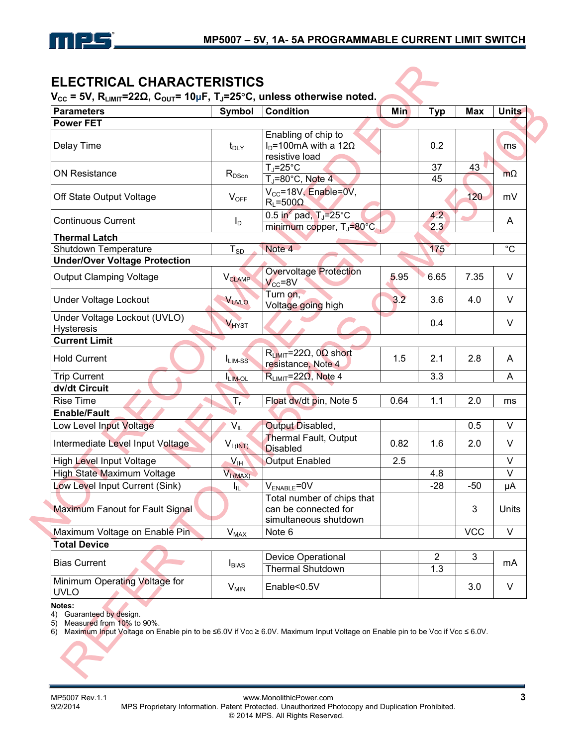## ELECTRICAL CHARACTERISTICS

**$V_{CC}$ = 5V, $R_{LIMIT}$=22Ω, $C_{OUT}$= 10μF, $T_J$=25°C, unless otherwise noted.**

| Parameters | Symbol | Condition | Min | Typ | Max | Units |
|---|---|---|---|---|---|---|
| **Power FET** | | | | | | |
| Delay Time | $t_{DLY}$ | Enabling of chip to $I_D$=100mA with a 12Ω resistive load | | 0.2 | | ms |
| ON Resistance | $R_{DSon}$ | $T_J$=25°C | | 37 | 43 | mΩ |
| | | $T_J$=80°C, Note 4 | | 45 | | |
| Off State Output Voltage | $V_{OFF}$ | $V_{CC}$=18V, Enable=0V, $R_L$=500Ω | | | 120 | mV |
| Continuous Current | $I_D$ | 0.5 $in^2$ pad, $T_J$=25°C | | 4.2 | | A |
| | | minimum copper, $T_J$=80°C | | 2.3 | | |
| **Thermal Latch** | | | | | | |
| Shutdown Temperature | $T_{SD}$ | Note 4 | | 175 | | °C |
| **Under/Over Voltage Protection** | | | | | | |
| Output Clamping Voltage | $V_{CLAMP}$ | Overvoltage Protection $V_{CC}$=8V | 5.95 | 6.65 | 7.35 | V |
| Under Voltage Lockout | $V_{UVLO}$ | Turn on, Voltage going high | 3.2 | 3.6 | 4.0 | V |
| Under Voltage Lockout (UVLO) Hysteresis | $V_{HYST}$ | | | 0.4 | | V |
| **Current Limit** | | | | | | |
| Hold Current | $I_{LIM-SS}$ | $R_{LIMIT}$=22Ω, 0Ω short resistance, Note 4 | 1.5 | 2.1 | 2.8 | A |
| Trip Current | $I_{LIM-OL}$ | $R_{LIMIT}$=22Ω, Note 4 | | 3.3 | | A |
| **dv/dt Circuit** | | | | | | |
| Rise Time | $T_r$ | Float dv/dt pin, Note 5 | 0.64 | 1.1 | 2.0 | ms |
| **Enable/Fault** | | | | | | |
| Low Level Input Voltage | $V_{IL}$ | Output Disabled, | | | 0.5 | V |
| Intermediate Level Input Voltage | $V_{I(INT)}$ | Thermal Fault, Output Disabled | 0.82 | 1.6 | 2.0 | V |
| High Level Input Voltage | $V_{IH}$ | Output Enabled | 2.5 | | | V |
| High State Maximum Voltage | $V_{I(MAX)}$ | | | 4.8 | | V |
| Low Level Input Current (Sink) | $I_{IL}$ | $V_{ENABLE}$=0V | | -28 | -50 | μA |
| Maximum Fanout for Fault Signal | | Total number of chips that can be connected for simultaneous shutdown | | | 3 | Units |
| Maximum Voltage on Enable Pin | $V_{MAX}$ | Note 6 | | | VCC | V |
| **Total Device** | | | | | | |
| Bias Current | $I_{BIAS}$ | Device Operational | | 2 | 3 | mA |
| | | Thermal Shutdown | | 1.3 | | |
| Minimum Operating Voltage for UVLO | $V_{MIN}$ | Enable<0.5V | | | 3.0 | V |

**Notes:**

4) Guaranteed by design.
5) Measured from 10% to 90%.
6) Maximum Input Voltage on Enable pin to be ≤6.0V if Vcc ≥ 6.0V. Maximum Input Voltage on Enable pin to be Vcc if Vcc ≤ 6.0V.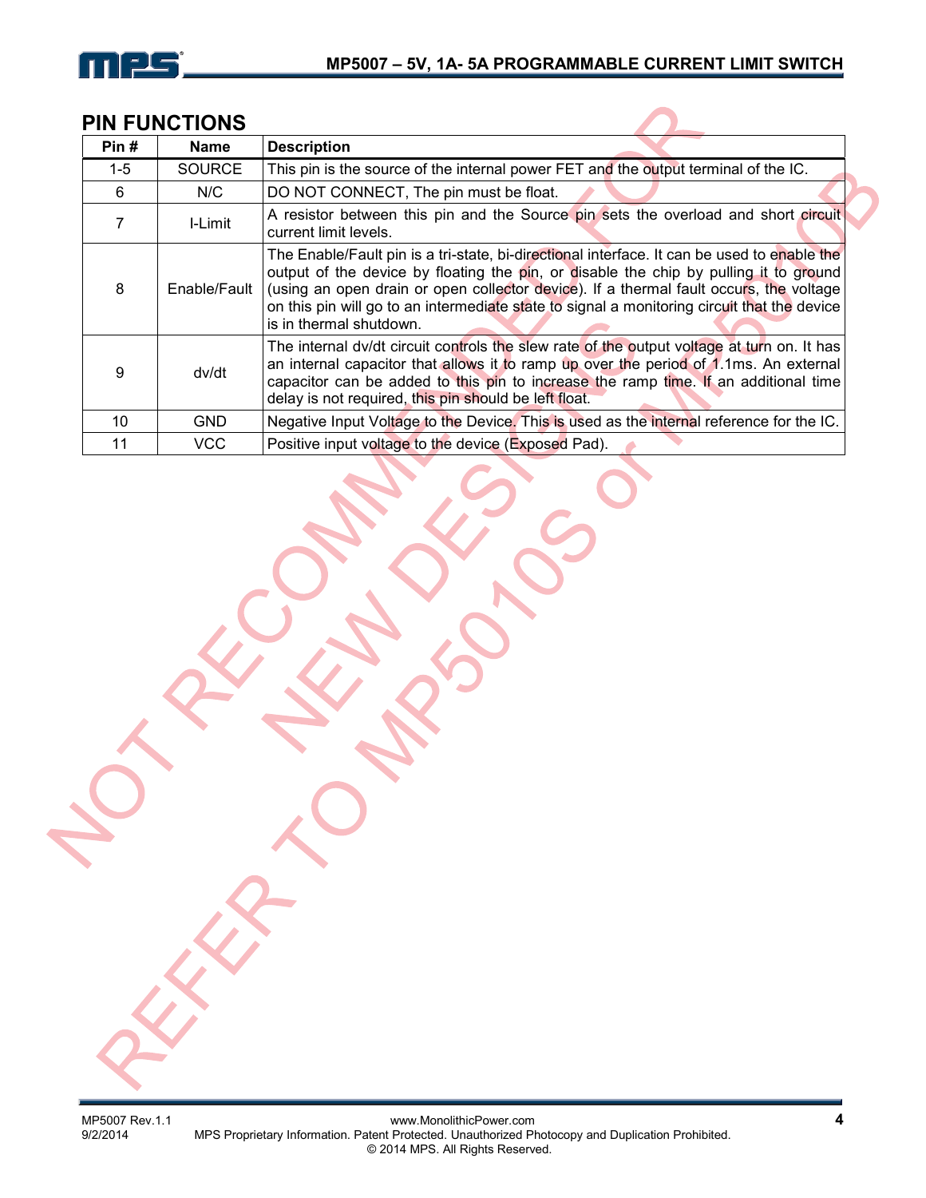## PIN FUNCTIONS

| Pin # | Name | Description |
|---|---|---|
| 1-5 | SOURCE | This pin is the source of the internal power FET and the output terminal of the IC. |
| 6 | N/C | DO NOT CONNECT, The pin must be float. |
| 7 | I-Limit | A resistor between this pin and the Source pin sets the overload and short circuit current limit levels. |
| 8 | Enable/Fault | The Enable/Fault pin is a tri-state, bi-directional interface. It can be used to enable the output of the device by floating the pin, or disable the chip by pulling it to ground (using an open drain or open collector device). If a thermal fault occurs, the voltage on this pin will go to an intermediate state to signal a monitoring circuit that the device is in thermal shutdown. |
| 9 | dv/dt | The internal dv/dt circuit controls the slew rate of the output voltage at turn on. It has an internal capacitor that allows it to ramp up over the period of 1.1ms. An external capacitor can be added to this pin to increase the ramp time. If an additional time delay is not required, this pin should be left float. |
| 10 | GND | Negative Input Voltage to the Device. This is used as the internal reference for the IC. |
| 11 | VCC | Positive input voltage to the device (Exposed Pad). |

NOT RECOMMENDED FOR NEW DESIGNS REFER TO MP5010S or MP5010B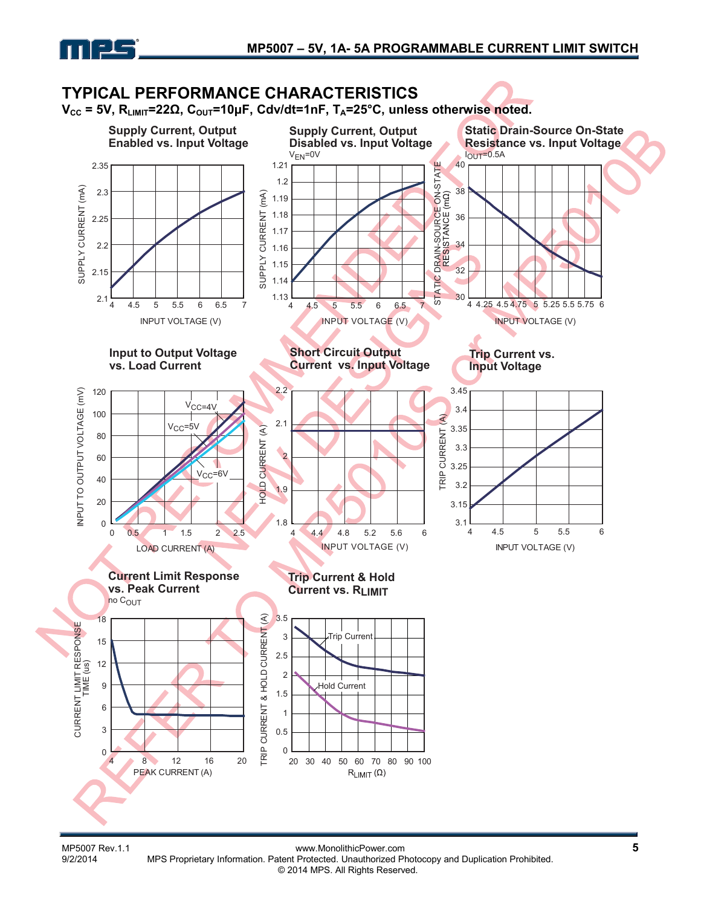## TYPICAL PERFORMANCE CHARACTERISTICS

**$V_{CC}$ = 5V, $R_{LIMIT}$=22Ω, $C_{OUT}$=10μF, Cdv/dt=1nF, $T_A$=25°C, unless otherwise noted.**

**Supply Current, Output Enabled vs. Input Voltage**

**Supply Current, Output Disabled vs. Input Voltage**

$V_{EN}$=0V

**Static Drain-Source On-State Resistance vs. Input Voltage**

$I_{OUT}$=0.5A

**Input to Output Voltage vs. Load Current**

**Short Circuit Output Current vs. Input Voltage**

**Trip Current vs. Input Voltage**

**Current Limit Response vs. Peak Current**

no $C_{OUT}$

**Trip Current & Hold Current vs. $R_{LIMIT}$**

NOT RECOMMENDED FOR NEW DESIGNS REFER TO MP5010S or MP5010B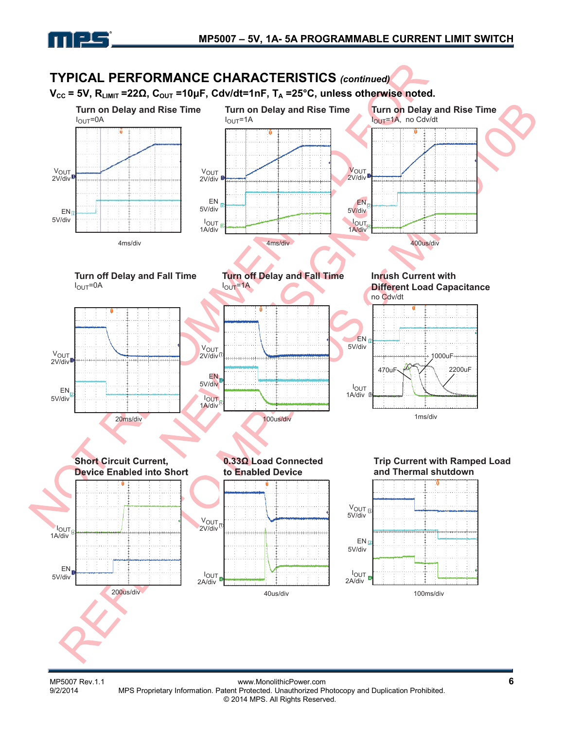## TYPICAL PERFORMANCE CHARACTERISTICS *(continued)*

**$V_{CC}$ = 5V, $R_{LIMIT}$ =22Ω, $C_{OUT}$ =10µF, Cdv/dt=1nF, $T_A$ =25°C, unless otherwise noted.**

**Turn on Delay and Rise Time**
$I_{OUT}$=0A

$V_{OUT}$ 2V/div
EN 5V/div
4ms/div

**Turn on Delay and Rise Time**
$I_{OUT}$=1A

$V_{OUT}$ 2V/div
EN 5V/div
$I_{OUT}$ 1A/div
4ms/div

**Turn on Delay and Rise Time**
$I_{OUT}$=1A, no Cdv/dt

$V_{OUT}$ 2V/div
EN 5V/div
$I_{OUT}$ 1A/div
400us/div

**Turn off Delay and Fall Time**
$I_{OUT}$=0A

$V_{OUT}$ 2V/div
EN 5V/div
20ms/div

**Turn off Delay and Fall Time**
$I_{OUT}$=1A

$V_{OUT}$ 2V/div
EN 5V/div
$I_{OUT}$ 1A/div
100us/div

**Inrush Current with Different Load Capacitance**
no Cdv/dt

EN 5V/div
$I_{OUT}$ 1A/div
470uF, 1000uF, 2200uF
1ms/div

**Short Circuit Current, Device Enabled into Short**

$I_{OUT}$ 1A/div
EN 5V/div
200us/div

**0.33Ω Load Connected to Enabled Device**

$V_{OUT}$ 2V/div
$I_{OUT}$ 2A/div
40us/div

**Trip Current with Ramped Load and Thermal shutdown**

$V_{OUT}$ 5V/div
EN 5V/div
$I_{OUT}$ 2A/div
100ms/div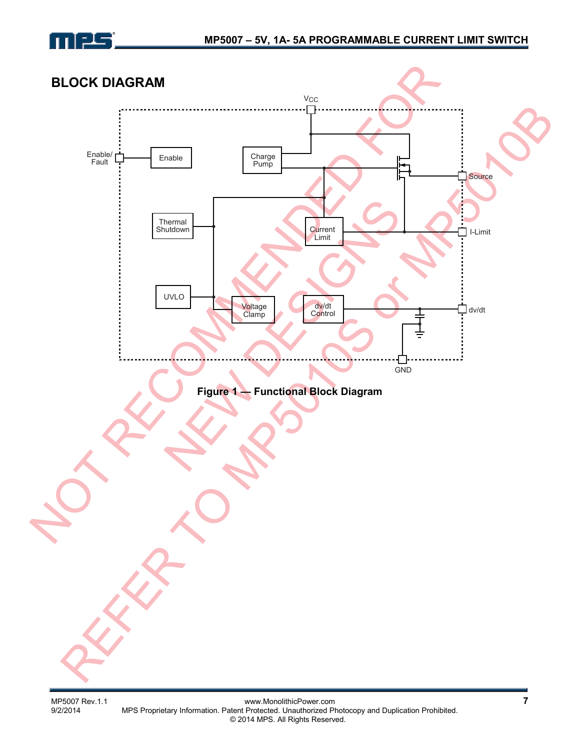## BLOCK DIAGRAM

Figure 1 — Functional Block Diagram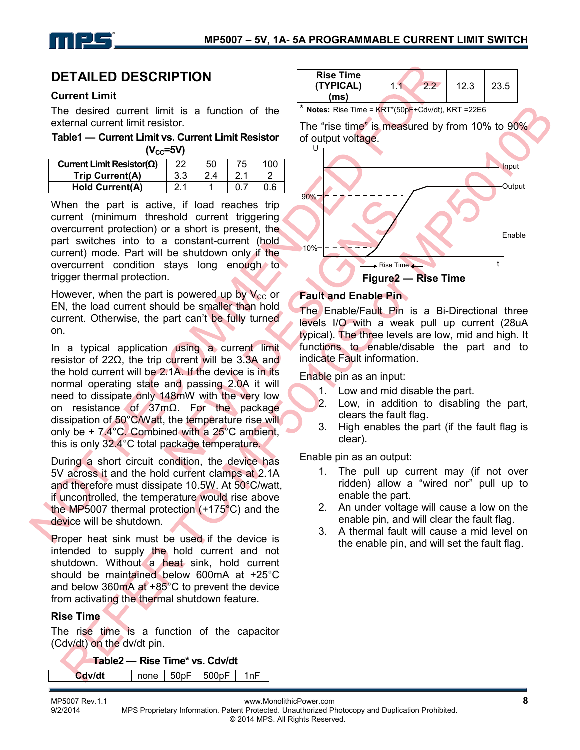## DETAILED DESCRIPTION

### Current Limit

The desired current limit is a function of the external current limit resistor.

**Table1 — Current Limit vs. Current Limit Resistor ($V_{CC}$=5V)**

| Current Limit Resistor(Ω) | 22 | 50 | 75 | 100 |
|---|---|---|---|---|
| Trip Current(A) | 3.3 | 2.4 | 2.1 | 2 |
| Hold Current(A) | 2.1 | 1 | 0.7 | 0.6 |

When the part is active, if load reaches trip current (minimum threshold current triggering overcurrent protection) or a short is present, the part switches into to a constant-current (hold current) mode. Part will be shutdown only if the overcurrent condition stays long enough to trigger thermal protection.

However, when the part is powered up by $V_{CC}$ or EN, the load current should be smaller than hold current. Otherwise, the part can't be fully turned on.

In a typical application using a current limit resistor of 22Ω, the trip current will be 3.3A and the hold current will be 2.1A. If the device is in its normal operating state and passing 2.0A it will need to dissipate only 148mW with the very low on resistance of 37mΩ. For the package dissipation of 50°C/Watt, the temperature rise will only be + 7.4°C. Combined with a 25°C ambient, this is only 32.4°C total package temperature.

During a short circuit condition, the device has 5V across it and the hold current clamps at 2.1A and therefore must dissipate 10.5W. At 50°C/watt, if uncontrolled, the temperature would rise above the MP5007 thermal protection (+175°C) and the device will be shutdown.

Proper heat sink must be used if the device is intended to supply the hold current and not shutdown. Without a heat sink, hold current should be maintained below 600mA at +25°C and below 360mA at +85°C to prevent the device from activating the thermal shutdown feature.

### Rise Time

The rise time is a function of the capacitor (Cdv/dt) on the dv/dt pin.

**Table2 — Rise Time* vs. Cdv/dt**

| Cdv/dt | none | 50pF | 500pF | 1nF |
|---|---|---|---|---|
| Rise Time (TYPICAL) (ms) | 1.1 | 2.2 | 12.3 | 23.5 |

\* **Notes:** Rise Time = KRT*(50pF+Cdv/dt), KRT =22E6

The "rise time" is measured by from 10% to 90% of output voltage.

**Figure2 — Rise Time**

### Fault and Enable Pin

The Enable/Fault Pin is a Bi-Directional three levels I/O with a weak pull up current (28uA typical). The three levels are low, mid and high. It functions to enable/disable the part and to indicate Fault information.

Enable pin as an input:

1. Low and mid disable the part.
2. Low, in addition to disabling the part, clears the fault flag.
3. High enables the part (if the fault flag is clear).

Enable pin as an output:

1. The pull up current may (if not over ridden) allow a "wired nor" pull up to enable the part.
2. An under voltage will cause a low on the enable pin, and will clear the fault flag.
3. A thermal fault will cause a mid level on the enable pin, and will set the fault flag.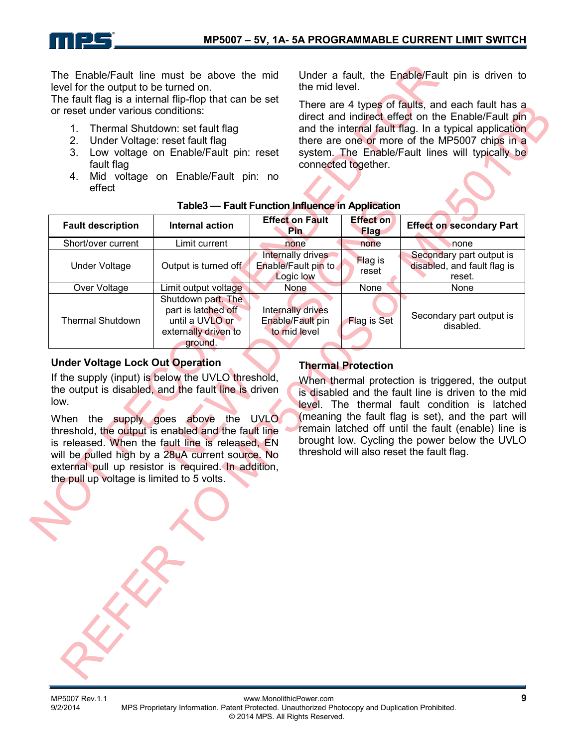The Enable/Fault line must be above the mid level for the output to be turned on.
The fault flag is a internal flip-flop that can be set or reset under various conditions:

1. Thermal Shutdown: set fault flag
2. Under Voltage: reset fault flag
3. Low voltage on Enable/Fault pin: reset fault flag
4. Mid voltage on Enable/Fault pin: no effect

Under a fault, the Enable/Fault pin is driven to the mid level.

There are 4 types of faults, and each fault has a direct and indirect effect on the Enable/Fault pin and the internal fault flag. In a typical application there are one or more of the MP5007 chips in a system. The Enable/Fault lines will typically be connected together.

**Table3 — Fault Function Influence in Application**

| Fault description | Internal action | Effect on Fault Pin | Effect on Flag | Effect on secondary Part |
|---|---|---|---|---|
| Short/over current | Limit current | none | none | none |
| Under Voltage | Output is turned off | Internally drives Enable/Fault pin to Logic low | Flag is reset | Secondary part output is disabled, and fault flag is reset. |
| Over Voltage | Limit output voltage | None | None | None |
| Thermal Shutdown | Shutdown part. The part is latched off until a UVLO or externally driven to ground. | Internally drives Enable/Fault pin to mid level | Flag is Set | Secondary part output is disabled. |

### Under Voltage Lock Out Operation

If the supply (input) is below the UVLO threshold, the output is disabled, and the fault line is driven low.

When the supply goes above the UVLO threshold, the output is enabled and the fault line is released. When the fault line is released, EN will be pulled high by a 28uA current source. No external pull up resistor is required. In addition, the pull up voltage is limited to 5 volts.

### Thermal Protection

When thermal protection is triggered, the output is disabled and the fault line is driven to the mid level. The thermal fault condition is latched (meaning the fault flag is set), and the part will remain latched off until the fault (enable) line is brought low. Cycling the power below the UVLO threshold will also reset the fault flag.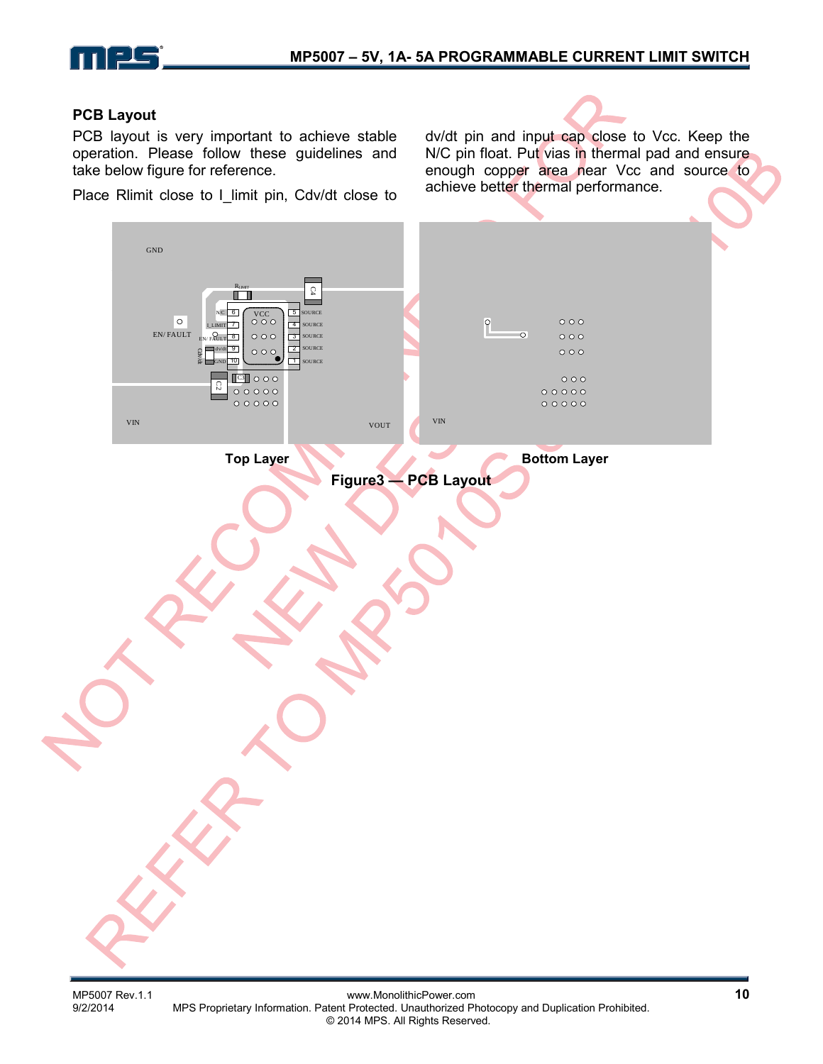## PCB Layout

PCB layout is very important to achieve stable operation. Please follow these guidelines and take below figure for reference.

Place Rlimit close to I_limit pin, Cdv/dt close to dv/dt pin and input cap close to Vcc. Keep the N/C pin float. Put vias in thermal pad and ensure enough copper area near Vcc and source to achieve better thermal performance.

Top Layer

Bottom Layer

**Figure3 — PCB Layout**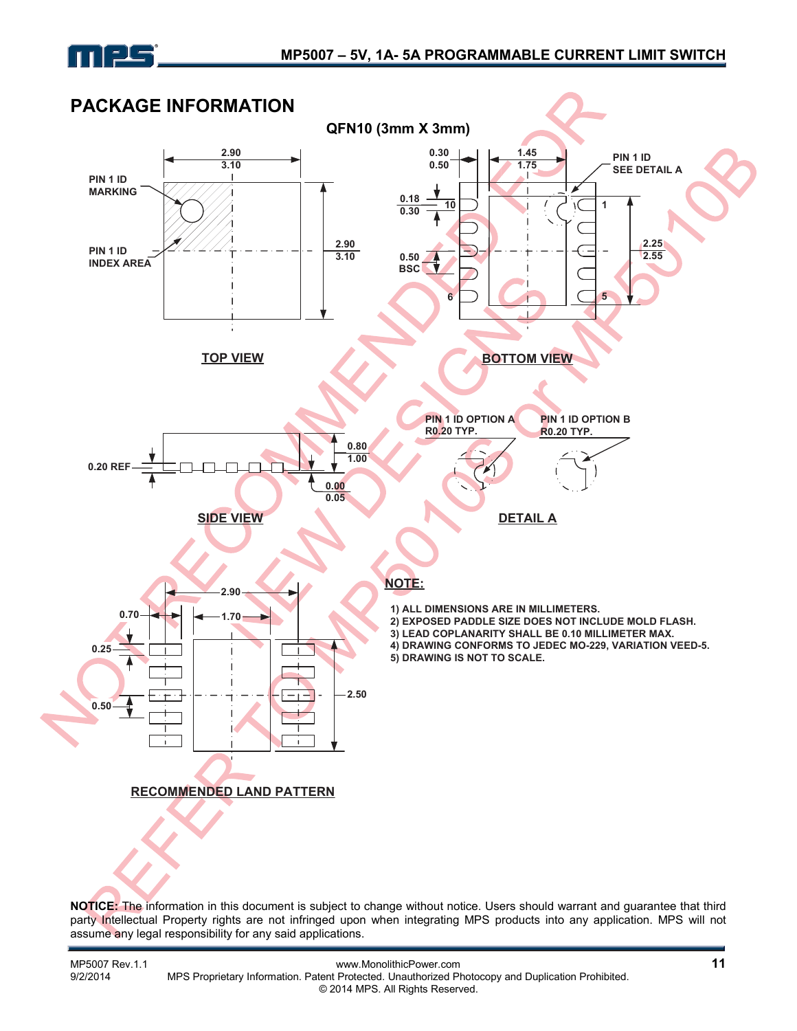## PACKAGE INFORMATION

### QFN10 (3mm X 3mm)

PIN 1 ID MARKING

PIN 1 ID INDEX AREA

2.90
3.10

2.90
3.10

TOP VIEW

0.30
0.50

1.45
1.75

PIN 1 ID
SEE DETAIL A

0.18
0.30

10

1

2.25
2.55

0.50
BSC

6

5

BOTTOM VIEW

0.20 REF

0.80
1.00

0.00
0.05

SIDE VIEW

PIN 1 ID OPTION A
R0.20 TYP.

PIN 1 ID OPTION B
R0.20 TYP.

DETAIL A

2.90

0.70

1.70

0.25

2.50

0.50

RECOMMENDED LAND PATTERN

**NOTE:**

1) ALL DIMENSIONS ARE IN MILLIMETERS.
2) EXPOSED PADDLE SIZE DOES NOT INCLUDE MOLD FLASH.
3) LEAD COPLANARITY SHALL BE 0.10 MILLIMETER MAX.
4) DRAWING CONFORMS TO JEDEC MO-229, VARIATION VEED-5.
5) DRAWING IS NOT TO SCALE.

NOT RECOMMENDED FOR NEW DESIGNS REFER TO MP5010S or MP5010B

**NOTICE:** The information in this document is subject to change without notice. Users should warrant and guarantee that third party Intellectual Property rights are not infringed upon when integrating MPS products into any application. MPS will not assume any legal responsibility for any said applications.